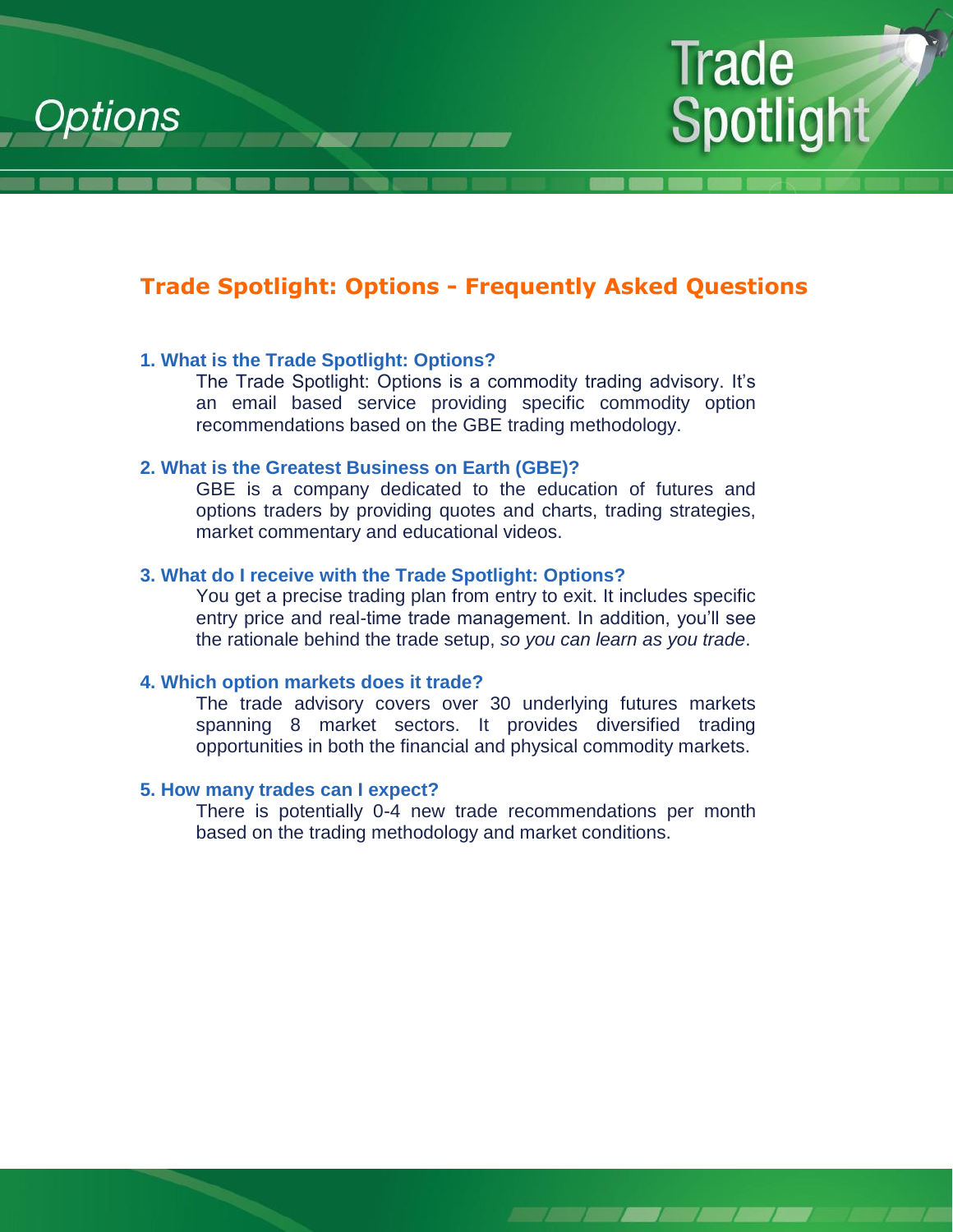# Options

# Trade Spotlight

## Trade Spotlight: Options - Frequently Asked Questions

### 1. What is the Trade Spotlight: Options?

The Trade Spotlight: Options is a commodity trading advisory. It's an email based service providing specific commodity option recommendations based on the GBE trading methodology.

### 2. What is the Greatest Business on Earth (GBE)?

GBE is a company dedicated to the education of futures and options traders by providing quotes and charts, trading strategies, market commentary and educational videos.

### 3. What do I receive with the Trade Spotlight: Options?

You get a precise trading plan from entry to exit. It includes specific entry price and real-time trade management. In addition, you'll see the rationale behind the trade setup, *so you can learn as you trade*.

### 4. Which option markets does it trade?

The trade advisory covers over 30 underlying futures markets spanning 8 market sectors. It provides diversified trading opportunities in both the financial and physical commodity markets.

### 5. How many trades can I expect?

There is potentially 0-4 new trade recommendations per month based on the trading methodology and market conditions.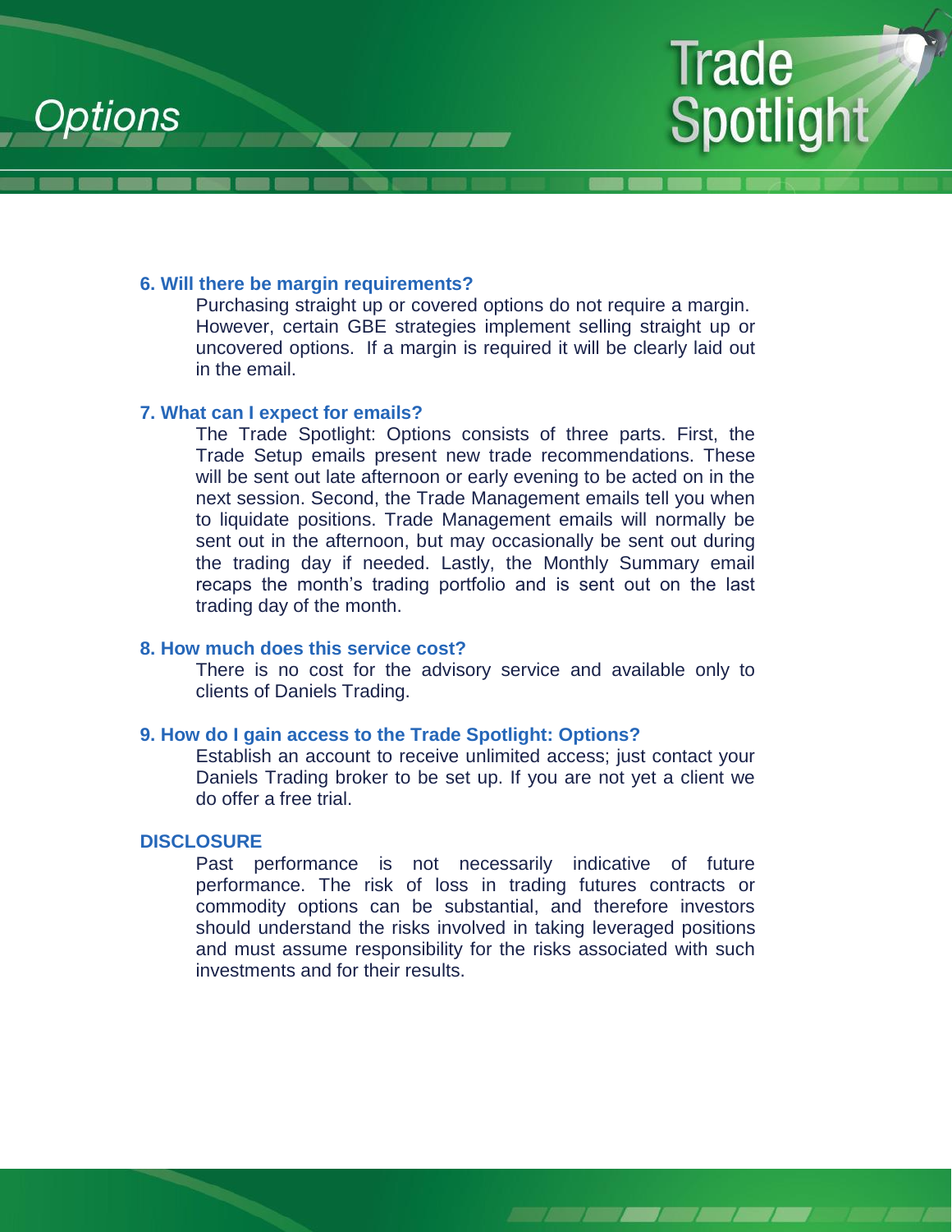### 6. Will there be margin requirements?

Purchasing straight up or covered options do not require a margin. However, certain GBE strategies implement selling straight up or uncovered options. If a margin is required it will be clearly laid out in the email.

### 7. What can I expect for emails?

The Trade Spotlight: Options consists of three parts. First, the Trade Setup emails present new trade recommendations. These will be sent out late afternoon or early evening to be acted on in the next session. Second, the Trade Management emails tell you when to liquidate positions. Trade Management emails will normally be sent out in the afternoon, but may occasionally be sent out during the trading day if needed. Lastly, the Monthly Summary email recaps the month's trading portfolio and is sent out on the last trading day of the month.

### 8. How much does this service cost?

There is no cost for the advisory service and available only to clients of Daniels Trading.

### 9. How do I gain access to the Trade Spotlight: Options?

Establish an account to receive unlimited access; just contact your Daniels Trading broker to be set up. If you are not yet a client we do offer a free trial.

### DISCLOSURE

Past performance is not necessarily indicative of future performance. The risk of loss in trading futures contracts or commodity options can be substantial, and therefore investors should understand the risks involved in taking leveraged positions and must assume responsibility for the risks associated with such investments and for their results.